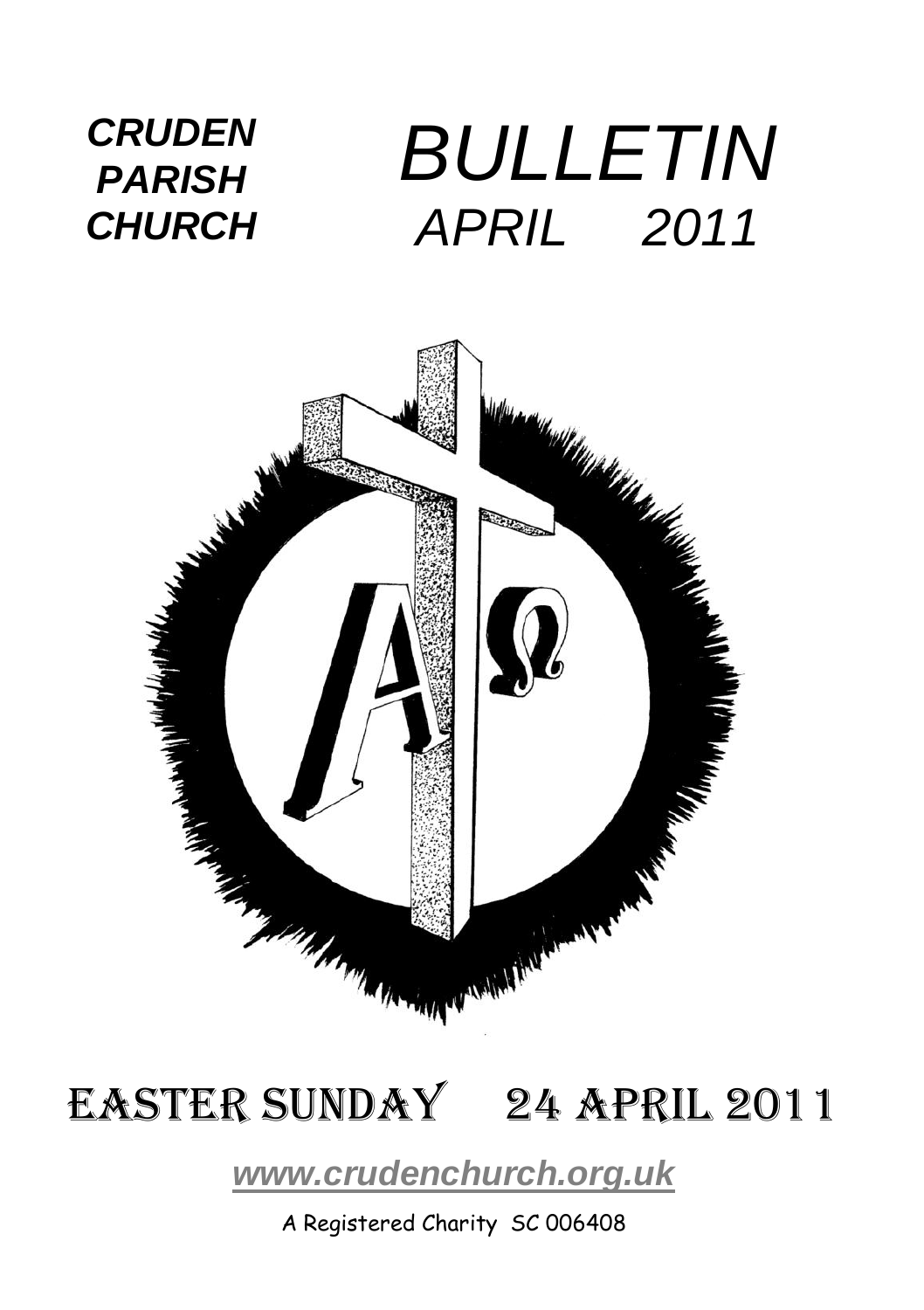***CRUDEN PARISH CHURCH***

# *BULLETIN*

## *APRIL 2011*

# EASTER SUNDAY 24 APRIL 2011

***www.crudenchurch.org.uk***

A Registered Charity SC 006408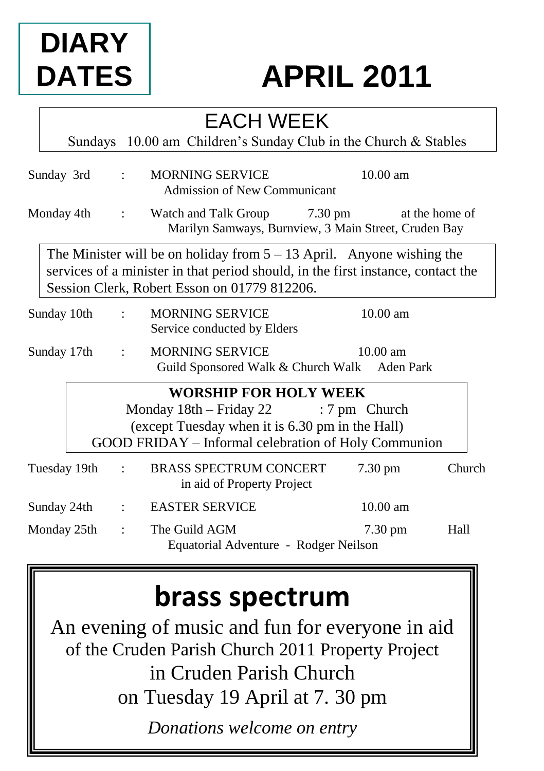# DIARY DATES

# APRIL 2011

## EACH WEEK

Sundays 10.00 am Children's Sunday Club in the Church & Stables

| | | | | |
|---|---|---|---|---|
| Sunday 3rd | : | MORNING SERVICE<br>Admission of New Communicant | 10.00 am | |
| Monday 4th | : | Watch and Talk Group<br>Marilyn Samways, Burnview, 3 Main Street, Cruden Bay | 7.30 pm | at the home of |

The Minister will be on holiday from 5 – 13 April. Anyone wishing the services of a minister in that period should, in the first instance, contact the Session Clerk, Robert Esson on 01779 812206.

| | | | | |
|---|---|---|---|---|
| Sunday 10th | : | MORNING SERVICE<br>Service conducted by Elders | 10.00 am | |
| Sunday 17th | : | MORNING SERVICE<br>Guild Sponsored Walk & Church Walk | 10.00 am<br>Aden Park | |

**WORSHIP FOR HOLY WEEK**

Monday 18th – Friday 22 : 7 pm Church

(except Tuesday when it is 6.30 pm in the Hall)

GOOD FRIDAY – Informal celebration of Holy Communion

| | | | | |
|---|---|---|---|---|
| Tuesday 19th | : | BRASS SPECTRUM CONCERT<br>in aid of Property Project | 7.30 pm | Church |
| Sunday 24th | : | EASTER SERVICE | 10.00 am | |
| Monday 25th | : | The Guild AGM<br>Equatorial Adventure - Rodger Neilson | 7.30 pm | Hall |

## brass spectrum

An evening of music and fun for everyone in aid of the Cruden Parish Church 2011 Property Project in Cruden Parish Church on Tuesday 19 April at 7. 30 pm

*Donations welcome on entry*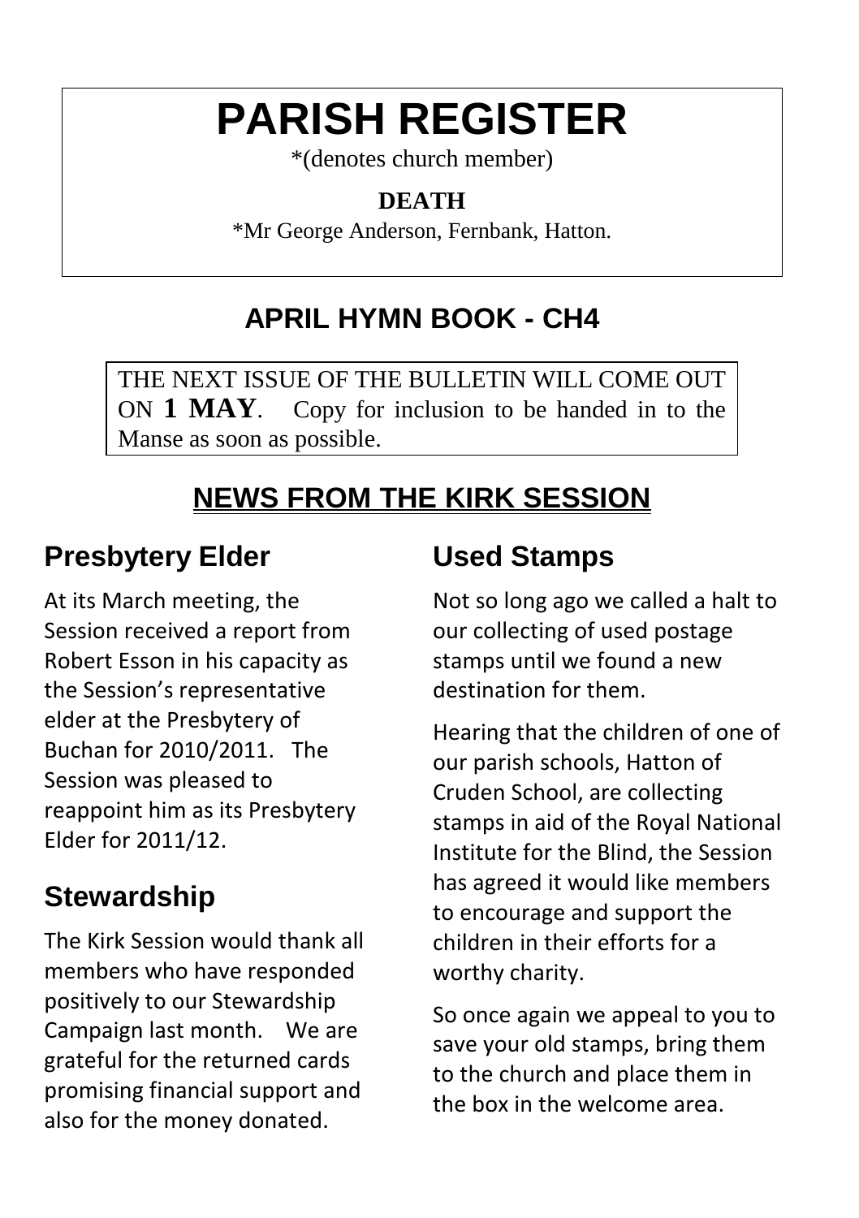# PARISH REGISTER

*(denotes church member)

**DEATH**

*Mr George Anderson, Fernbank, Hatton.

## APRIL HYMN BOOK - CH4

THE NEXT ISSUE OF THE BULLETIN WILL COME OUT ON **1 MAY**. Copy for inclusion to be handed in to the Manse as soon as possible.

## NEWS FROM THE KIRK SESSION

### Presbytery Elder

At its March meeting, the Session received a report from Robert Esson in his capacity as the Session's representative elder at the Presbytery of Buchan for 2010/2011. The Session was pleased to reappoint him as its Presbytery Elder for 2011/12.

### Stewardship

The Kirk Session would thank all members who have responded positively to our Stewardship Campaign last month. We are grateful for the returned cards promising financial support and also for the money donated.

### Used Stamps

Not so long ago we called a halt to our collecting of used postage stamps until we found a new destination for them.

Hearing that the children of one of our parish schools, Hatton of Cruden School, are collecting stamps in aid of the Royal National Institute for the Blind, the Session has agreed it would like members to encourage and support the children in their efforts for a worthy charity.

So once again we appeal to you to save your old stamps, bring them to the church and place them in the box in the welcome area.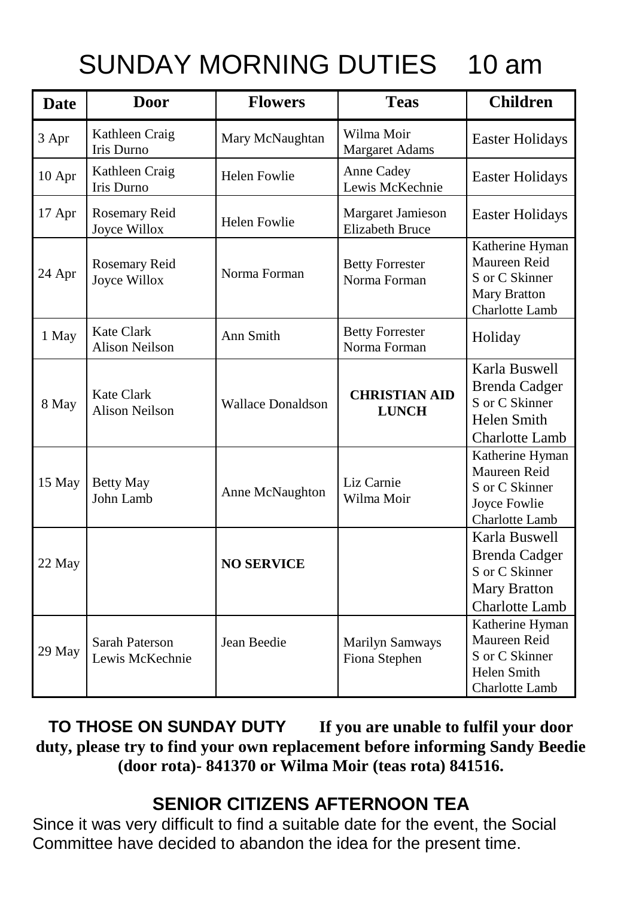# SUNDAY MORNING DUTIES 10 am

| Date | Door | Flowers | Teas | Children |
|---|---|---|---|---|
| 3 Apr | Kathleen Craig<br>Iris Durno | Mary McNaughtan | Wilma Moir<br>Margaret Adams | Easter Holidays |
| 10 Apr | Kathleen Craig<br>Iris Durno | Helen Fowlie | Anne Cadey<br>Lewis McKechnie | Easter Holidays |
| 17 Apr | Rosemary Reid<br>Joyce Willox | Helen Fowlie | Margaret Jamieson<br>Elizabeth Bruce | Easter Holidays |
| 24 Apr | Rosemary Reid<br>Joyce Willox | Norma Forman | Betty Forrester<br>Norma Forman | Katherine Hyman<br>Maureen Reid<br>S or C Skinner<br>Mary Bratton<br>Charlotte Lamb |
| 1 May | Kate Clark<br>Alison Neilson | Ann Smith | Betty Forrester<br>Norma Forman | Holiday |
| 8 May | Kate Clark<br>Alison Neilson | Wallace Donaldson | **CHRISTIAN AID LUNCH** | Karla Buswell<br>Brenda Cadger<br>S or C Skinner<br>Helen Smith<br>Charlotte Lamb |
| 15 May | Betty May<br>John Lamb | Anne McNaughton | Liz Carnie<br>Wilma Moir | Katherine Hyman<br>Maureen Reid<br>S or C Skinner<br>Joyce Fowlie<br>Charlotte Lamb |
| 22 May | | **NO SERVICE** | | Karla Buswell<br>Brenda Cadger<br>S or C Skinner<br>Mary Bratton<br>Charlotte Lamb |
| 29 May | Sarah Paterson<br>Lewis McKechnie | Jean Beedie | Marilyn Samways<br>Fiona Stephen | Katherine Hyman<br>Maureen Reid<br>S or C Skinner<br>Helen Smith<br>Charlotte Lamb |

**TO THOSE ON SUNDAY DUTY** **If you are unable to fulfil your door duty, please try to find your own replacement before informing Sandy Beedie (door rota)- 841370 or Wilma Moir (teas rota) 841516.**

## SENIOR CITIZENS AFTERNOON TEA

Since it was very difficult to find a suitable date for the event, the Social Committee have decided to abandon the idea for the present time.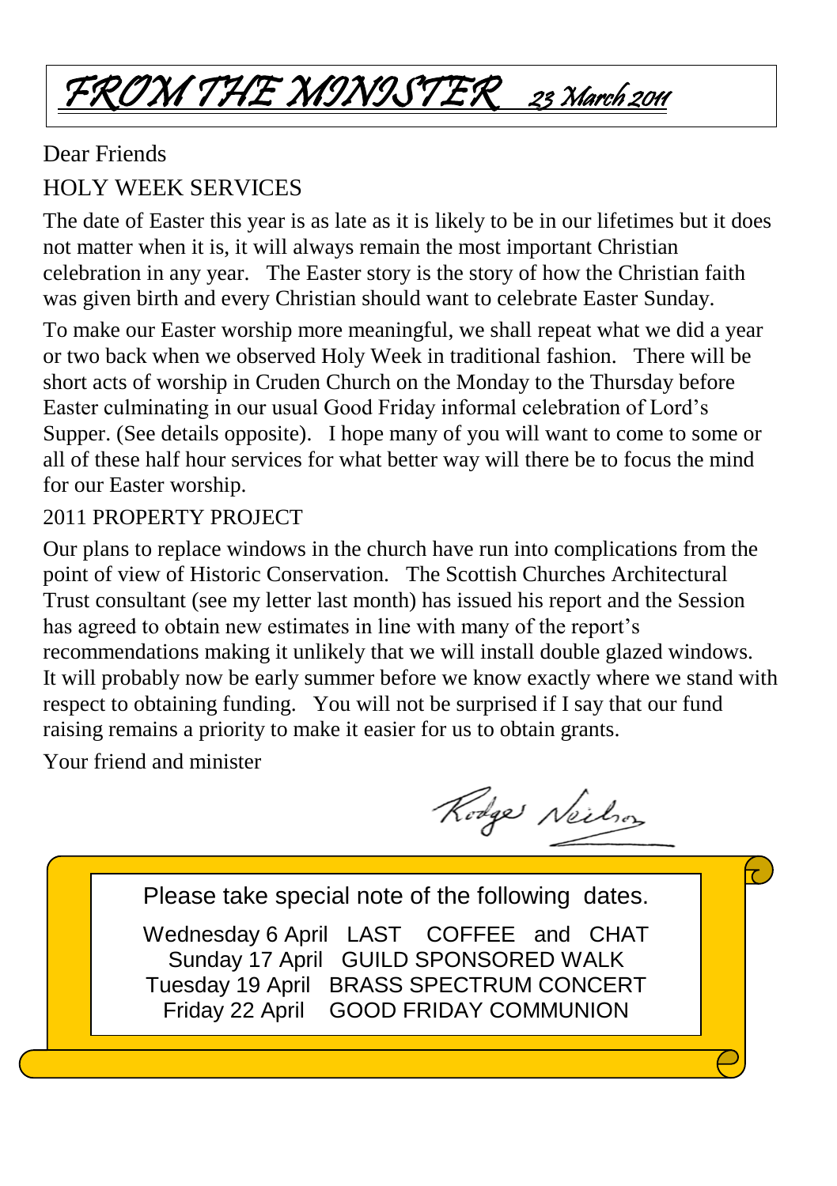# *FROM THE MINISTER* *23 March 2011*

Dear Friends

## HOLY WEEK SERVICES

The date of Easter this year is as late as it is likely to be in our lifetimes but it does not matter when it is, it will always remain the most important Christian celebration in any year. The Easter story is the story of how the Christian faith was given birth and every Christian should want to celebrate Easter Sunday.

To make our Easter worship more meaningful, we shall repeat what we did a year or two back when we observed Holy Week in traditional fashion. There will be short acts of worship in Cruden Church on the Monday to the Thursday before Easter culminating in our usual Good Friday informal celebration of Lord's Supper. (See details opposite). I hope many of you will want to come to some or all of these half hour services for what better way will there be to focus the mind for our Easter worship.

## 2011 PROPERTY PROJECT

Our plans to replace windows in the church have run into complications from the point of view of Historic Conservation. The Scottish Churches Architectural Trust consultant (see my letter last month) has issued his report and the Session has agreed to obtain new estimates in line with many of the report's recommendations making it unlikely that we will install double glazed windows. It will probably now be early summer before we know exactly where we stand with respect to obtaining funding. You will not be surprised if I say that our fund raising remains a priority to make it easier for us to obtain grants.

Your friend and minister

Rodger Neilson

Please take special note of the following dates.

Wednesday 6 April LAST COFFEE and CHAT
Sunday 17 April GUILD SPONSORED WALK
Tuesday 19 April BRASS SPECTRUM CONCERT
Friday 22 April GOOD FRIDAY COMMUNION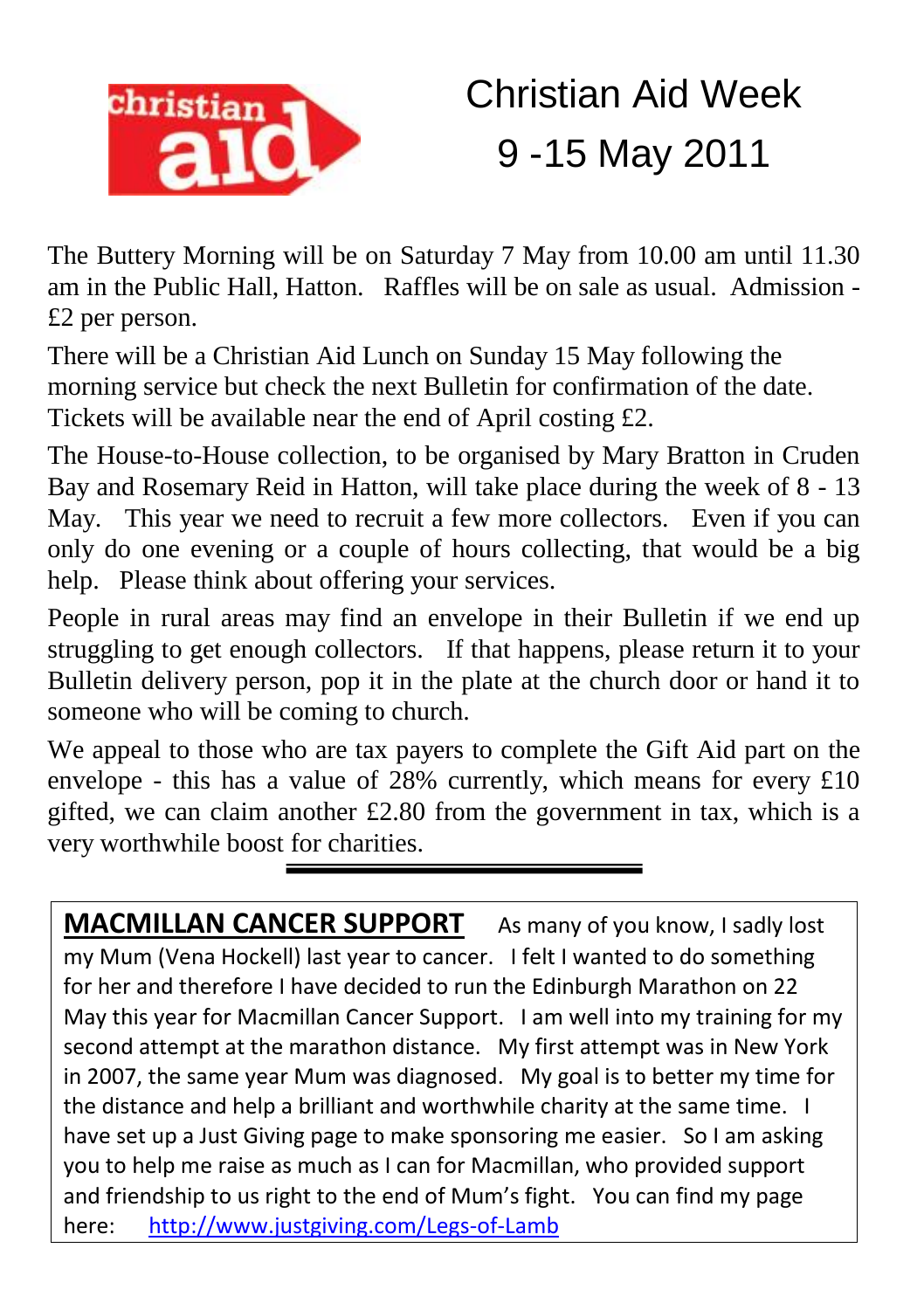# Christian Aid Week 9 -15 May 2011

The Buttery Morning will be on Saturday 7 May from 10.00 am until 11.30 am in the Public Hall, Hatton. Raffles will be on sale as usual. Admission - £2 per person.

There will be a Christian Aid Lunch on Sunday 15 May following the morning service but check the next Bulletin for confirmation of the date. Tickets will be available near the end of April costing £2.

The House-to-House collection, to be organised by Mary Bratton in Cruden Bay and Rosemary Reid in Hatton, will take place during the week of 8 - 13 May. This year we need to recruit a few more collectors. Even if you can only do one evening or a couple of hours collecting, that would be a big help. Please think about offering your services.

People in rural areas may find an envelope in their Bulletin if we end up struggling to get enough collectors. If that happens, please return it to your Bulletin delivery person, pop it in the plate at the church door or hand it to someone who will be coming to church.

We appeal to those who are tax payers to complete the Gift Aid part on the envelope - this has a value of 28% currently, which means for every £10 gifted, we can claim another £2.80 from the government in tax, which is a very worthwhile boost for charities.

---

**MACMILLAN CANCER SUPPORT** As many of you know, I sadly lost my Mum (Vena Hockell) last year to cancer. I felt I wanted to do something for her and therefore I have decided to run the Edinburgh Marathon on 22 May this year for Macmillan Cancer Support. I am well into my training for my second attempt at the marathon distance. My first attempt was in New York in 2007, the same year Mum was diagnosed. My goal is to better my time for the distance and help a brilliant and worthwhile charity at the same time. I have set up a Just Giving page to make sponsoring me easier. So I am asking you to help me raise as much as I can for Macmillan, who provided support and friendship to us right to the end of Mum's fight. You can find my page here: http://www.justgiving.com/Legs-of-Lamb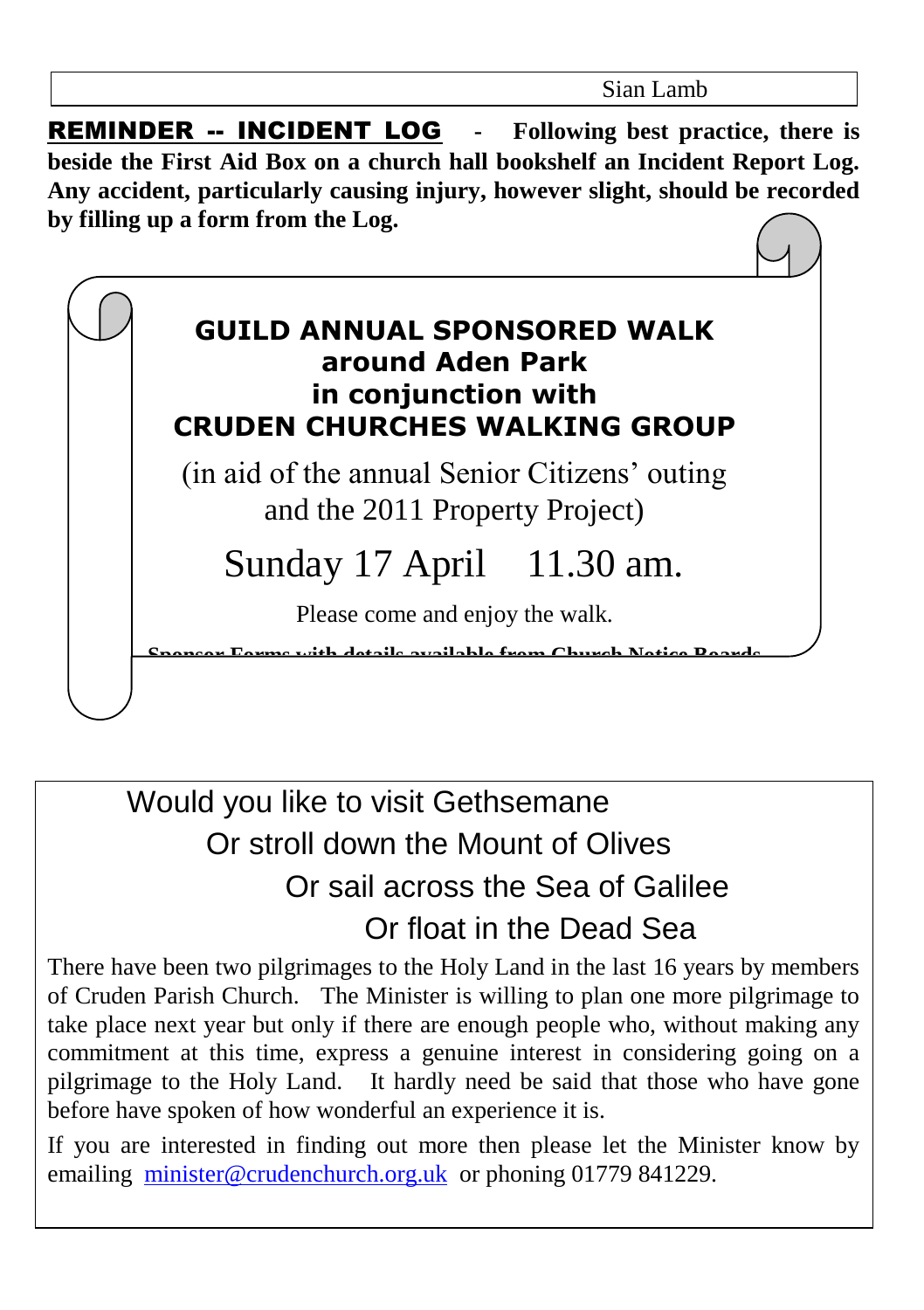Sian Lamb

**REMINDER -- INCIDENT LOG** - **Following best practice, there is beside the First Aid Box on a church hall bookshelf an Incident Report Log. Any accident, particularly causing injury, however slight, should be recorded by filling up a form from the Log.**

## GUILD ANNUAL SPONSORED WALK around Aden Park in conjunction with CRUDEN CHURCHES WALKING GROUP

(in aid of the annual Senior Citizens' outing and the 2011 Property Project)

Sunday 17 April 11.30 am.

Please come and enjoy the walk.

**Sponsor Forms with details available from Church Notice Boards**

Would you like to visit Gethsemane
Or stroll down the Mount of Olives
Or sail across the Sea of Galilee
Or float in the Dead Sea

There have been two pilgrimages to the Holy Land in the last 16 years by members of Cruden Parish Church. The Minister is willing to plan one more pilgrimage to take place next year but only if there are enough people who, without making any commitment at this time, express a genuine interest in considering going on a pilgrimage to the Holy Land. It hardly need be said that those who have gone before have spoken of how wonderful an experience it is.

If you are interested in finding out more then please let the Minister know by emailing minister@crudenchurch.org.uk or phoning 01779 841229.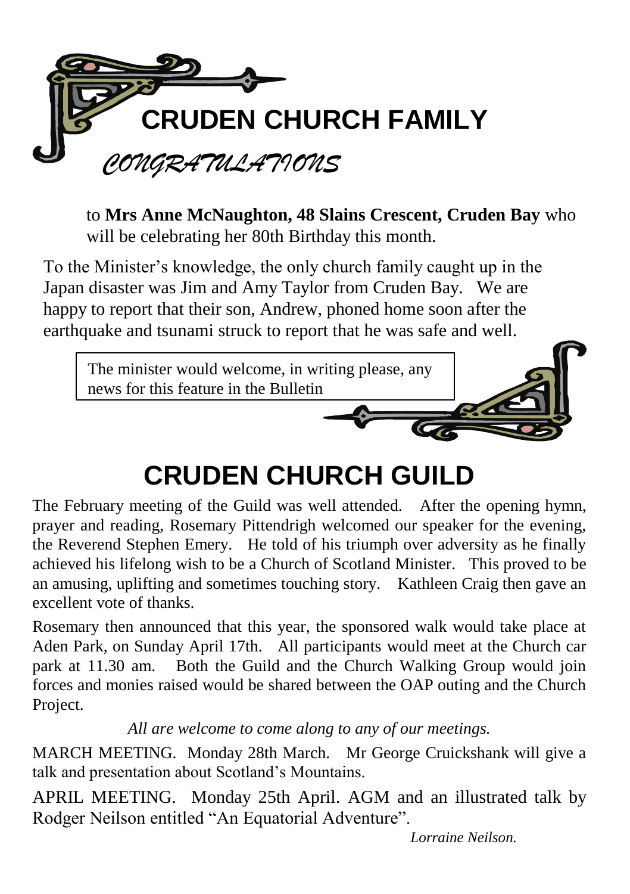# CRUDEN CHURCH FAMILY

## *CONGRATULATIONS*

to **Mrs Anne McNaughton, 48 Slains Crescent, Cruden Bay** who will be celebrating her 80th Birthday this month.

To the Minister's knowledge, the only church family caught up in the Japan disaster was Jim and Amy Taylor from Cruden Bay. We are happy to report that their son, Andrew, phoned home soon after the earthquake and tsunami struck to report that he was safe and well.

The minister would welcome, in writing please, any news for this feature in the Bulletin

# CRUDEN CHURCH GUILD

The February meeting of the Guild was well attended. After the opening hymn, prayer and reading, Rosemary Pittendrigh welcomed our speaker for the evening, the Reverend Stephen Emery. He told of his triumph over adversity as he finally achieved his lifelong wish to be a Church of Scotland Minister. This proved to be an amusing, uplifting and sometimes touching story. Kathleen Craig then gave an excellent vote of thanks.

Rosemary then announced that this year, the sponsored walk would take place at Aden Park, on Sunday April 17th. All participants would meet at the Church car park at 11.30 am. Both the Guild and the Church Walking Group would join forces and monies raised would be shared between the OAP outing and the Church Project.

*All are welcome to come along to any of our meetings.*

MARCH MEETING. Monday 28th March. Mr George Cruickshank will give a talk and presentation about Scotland's Mountains.

APRIL MEETING. Monday 25th April. AGM and an illustrated talk by Rodger Neilson entitled "An Equatorial Adventure".

*Lorraine Neilson.*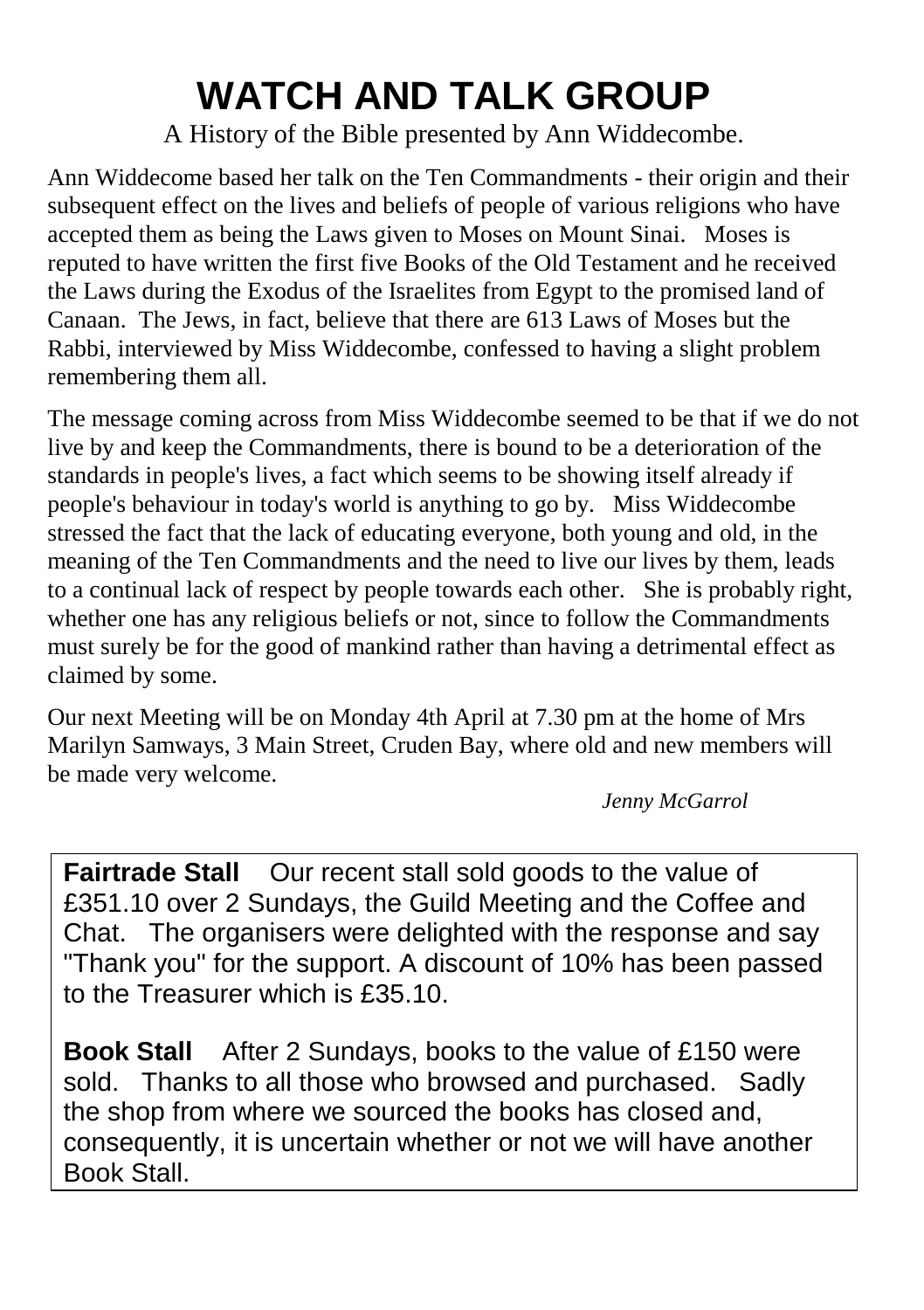# WATCH AND TALK GROUP

A History of the Bible presented by Ann Widdecombe.

Ann Widdecome based her talk on the Ten Commandments - their origin and their subsequent effect on the lives and beliefs of people of various religions who have accepted them as being the Laws given to Moses on Mount Sinai. Moses is reputed to have written the first five Books of the Old Testament and he received the Laws during the Exodus of the Israelites from Egypt to the promised land of Canaan. The Jews, in fact, believe that there are 613 Laws of Moses but the Rabbi, interviewed by Miss Widdecombe, confessed to having a slight problem remembering them all.

The message coming across from Miss Widdecombe seemed to be that if we do not live by and keep the Commandments, there is bound to be a deterioration of the standards in people's lives, a fact which seems to be showing itself already if people's behaviour in today's world is anything to go by. Miss Widdecombe stressed the fact that the lack of educating everyone, both young and old, in the meaning of the Ten Commandments and the need to live our lives by them, leads to a continual lack of respect by people towards each other. She is probably right, whether one has any religious beliefs or not, since to follow the Commandments must surely be for the good of mankind rather than having a detrimental effect as claimed by some.

Our next Meeting will be on Monday 4th April at 7.30 pm at the home of Mrs Marilyn Samways, 3 Main Street, Cruden Bay, where old and new members will be made very welcome.

*Jenny McGarrol*

**Fairtrade Stall** Our recent stall sold goods to the value of £351.10 over 2 Sundays, the Guild Meeting and the Coffee and Chat. The organisers were delighted with the response and say "Thank you" for the support. A discount of 10% has been passed to the Treasurer which is £35.10.

**Book Stall** After 2 Sundays, books to the value of £150 were sold. Thanks to all those who browsed and purchased. Sadly the shop from where we sourced the books has closed and, consequently, it is uncertain whether or not we will have another Book Stall.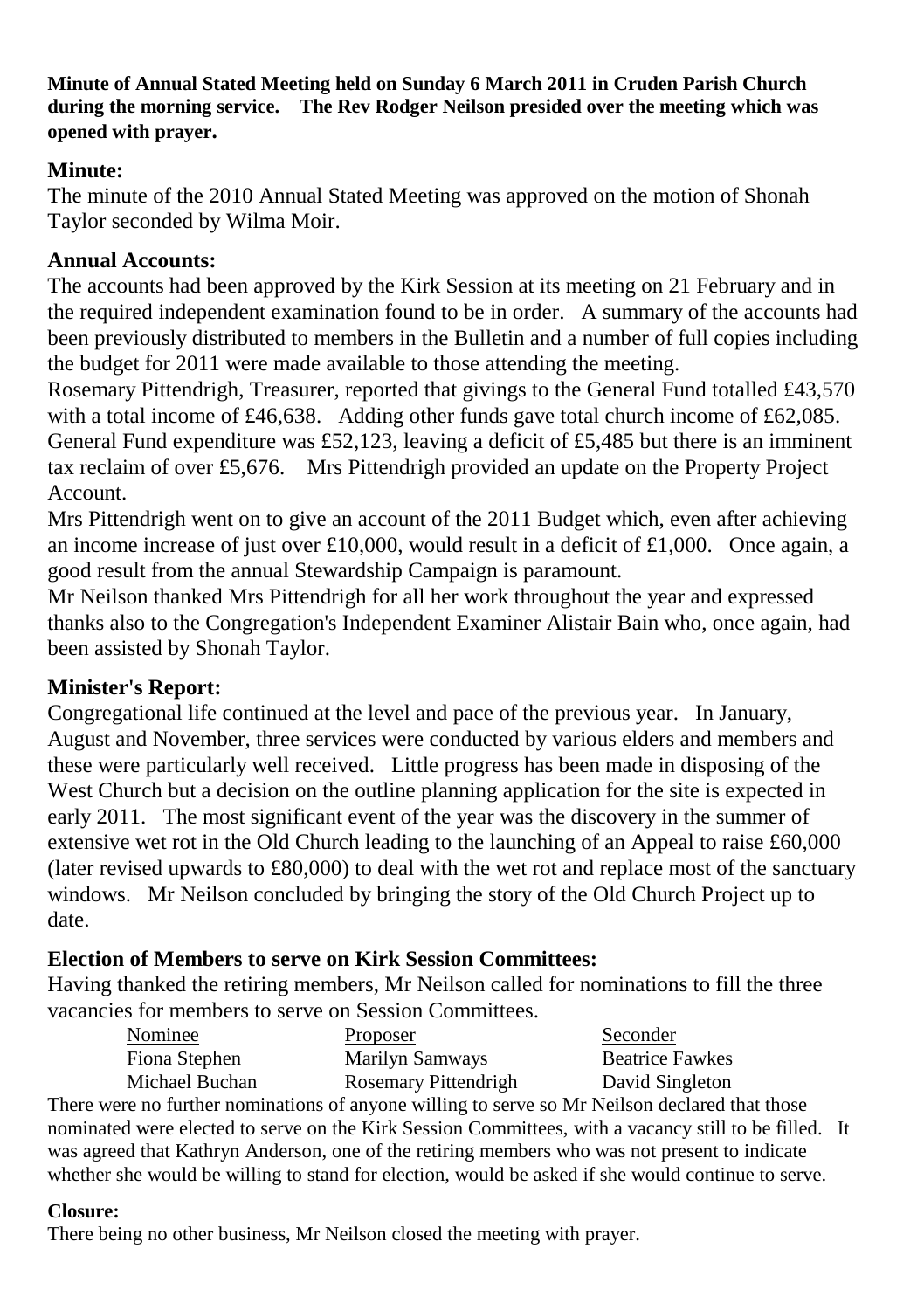**Minute of Annual Stated Meeting held on Sunday 6 March 2011 in Cruden Parish Church during the morning service. The Rev Rodger Neilson presided over the meeting which was opened with prayer.**

## Minute:

The minute of the 2010 Annual Stated Meeting was approved on the motion of Shonah Taylor seconded by Wilma Moir.

## Annual Accounts:

The accounts had been approved by the Kirk Session at its meeting on 21 February and in the required independent examination found to be in order. A summary of the accounts had been previously distributed to members in the Bulletin and a number of full copies including the budget for 2011 were made available to those attending the meeting.

Rosemary Pittendrigh, Treasurer, reported that givings to the General Fund totalled £43,570 with a total income of £46,638. Adding other funds gave total church income of £62,085. General Fund expenditure was £52,123, leaving a deficit of £5,485 but there is an imminent tax reclaim of over £5,676. Mrs Pittendrigh provided an update on the Property Project Account.

Mrs Pittendrigh went on to give an account of the 2011 Budget which, even after achieving an income increase of just over £10,000, would result in a deficit of £1,000. Once again, a good result from the annual Stewardship Campaign is paramount.

Mr Neilson thanked Mrs Pittendrigh for all her work throughout the year and expressed thanks also to the Congregation's Independent Examiner Alistair Bain who, once again, had been assisted by Shonah Taylor.

## Minister's Report:

Congregational life continued at the level and pace of the previous year. In January, August and November, three services were conducted by various elders and members and these were particularly well received. Little progress has been made in disposing of the West Church but a decision on the outline planning application for the site is expected in early 2011. The most significant event of the year was the discovery in the summer of extensive wet rot in the Old Church leading to the launching of an Appeal to raise £60,000 (later revised upwards to £80,000) to deal with the wet rot and replace most of the sanctuary windows. Mr Neilson concluded by bringing the story of the Old Church Project up to date.

## Election of Members to serve on Kirk Session Committees:

Having thanked the retiring members, Mr Neilson called for nominations to fill the three vacancies for members to serve on Session Committees.

| Nominee | Proposer | Seconder |
|---|---|---|
| Fiona Stephen | Marilyn Samways | Beatrice Fawkes |
| Michael Buchan | Rosemary Pittendrigh | David Singleton |

There were no further nominations of anyone willing to serve so Mr Neilson declared that those nominated were elected to serve on the Kirk Session Committees, with a vacancy still to be filled. It was agreed that Kathryn Anderson, one of the retiring members who was not present to indicate whether she would be willing to stand for election, would be asked if she would continue to serve.

### Closure:

There being no other business, Mr Neilson closed the meeting with prayer.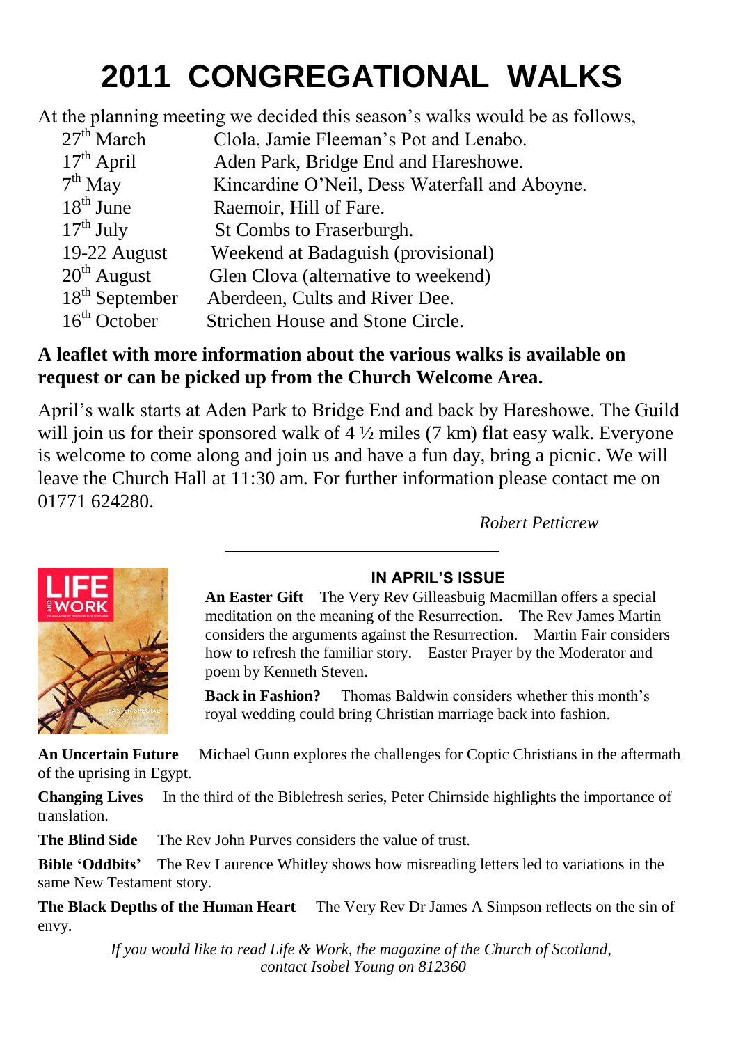# 2011 CONGREGATIONAL WALKS

At the planning meeting we decided this season's walks would be as follows,

| | |
|---|---|
| 27th March | Clola, Jamie Fleeman's Pot and Lenabo. |
| 17th April | Aden Park, Bridge End and Hareshowe. |
| 7th May | Kincardine O'Neil, Dess Waterfall and Aboyne. |
| 18th June | Raemoir, Hill of Fare. |
| 17th July | St Combs to Fraserburgh. |
| 19-22 August | Weekend at Badaguish (provisional) |
| 20th August | Glen Clova (alternative to weekend) |
| 18th September | Aberdeen, Cults and River Dee. |
| 16th October | Strichen House and Stone Circle. |

**A leaflet with more information about the various walks is available on request or can be picked up from the Church Welcome Area.**

April's walk starts at Aden Park to Bridge End and back by Hareshowe. The Guild will join us for their sponsored walk of 4 ½ miles (7 km) flat easy walk. Everyone is welcome to come along and join us and have a fun day, bring a picnic. We will leave the Church Hall at 11:30 am. For further information please contact me on 01771 624280.

*Robert Petticrew*

---

### IN APRIL'S ISSUE

**An Easter Gift** The Very Rev Gilleasbuig Macmillan offers a special meditation on the meaning of the Resurrection. The Rev James Martin considers the arguments against the Resurrection. Martin Fair considers how to refresh the familiar story. Easter Prayer by the Moderator and poem by Kenneth Steven.

**Back in Fashion?** Thomas Baldwin considers whether this month's royal wedding could bring Christian marriage back into fashion.

**An Uncertain Future** Michael Gunn explores the challenges for Coptic Christians in the aftermath of the uprising in Egypt.

**Changing Lives** In the third of the Biblefresh series, Peter Chirnside highlights the importance of translation.

**The Blind Side** The Rev John Purves considers the value of trust.

**Bible 'Oddbits'** The Rev Laurence Whitley shows how misreading letters led to variations in the same New Testament story.

**The Black Depths of the Human Heart** The Very Rev Dr James A Simpson reflects on the sin of envy.

*If you would like to read Life & Work, the magazine of the Church of Scotland, contact Isobel Young on 812360*